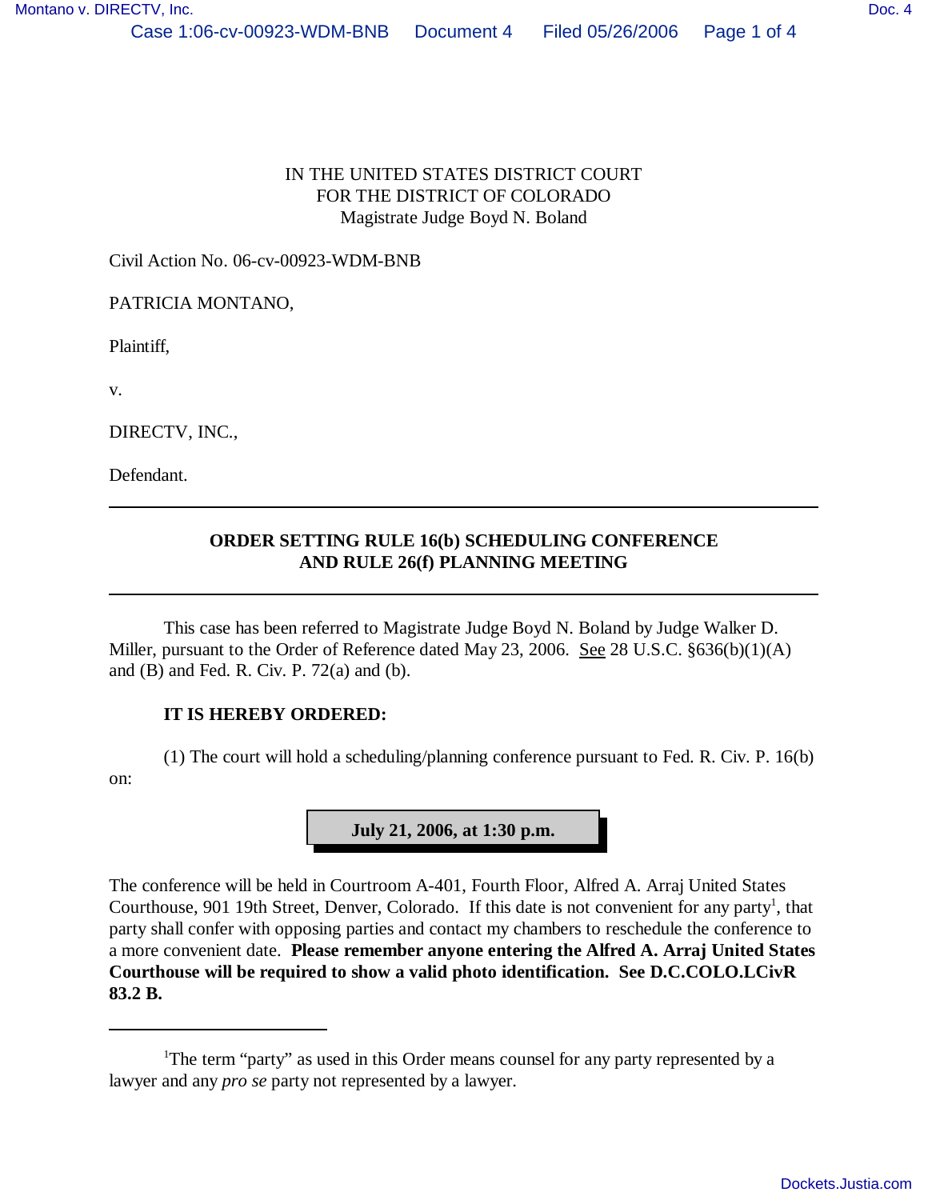IN THE UNITED STATES DISTRICT COURT
FOR THE DISTRICT OF COLORADO
Magistrate Judge Boyd N. Boland

Civil Action No. 06-cv-00923-WDM-BNB

PATRICIA MONTANO,

Plaintiff,

v.

DIRECTV, INC.,

Defendant.

---

## ORDER SETTING RULE 16(b) SCHEDULING CONFERENCE AND RULE 26(f) PLANNING MEETING

---

This case has been referred to Magistrate Judge Boyd N. Boland by Judge Walker D. Miller, pursuant to the Order of Reference dated May 23, 2006. See 28 U.S.C. §636(b)(1)(A) and (B) and Fed. R. Civ. P. 72(a) and (b).

**IT IS HEREBY ORDERED:**

(1) The court will hold a scheduling/planning conference pursuant to Fed. R. Civ. P. 16(b) on:

**July 21, 2006, at 1:30 p.m.**

The conference will be held in Courtroom A-401, Fourth Floor, Alfred A. Arraj United States Courthouse, 901 19th Street, Denver, Colorado. If this date is not convenient for any party[1], that party shall confer with opposing parties and contact my chambers to reschedule the conference to a more convenient date. **Please remember anyone entering the Alfred A. Arraj United States Courthouse will be required to show a valid photo identification. See D.C.COLO.LCivR 83.2 B.**

---

[1]The term "party" as used in this Order means counsel for any party represented by a lawyer and any *pro se* party not represented by a lawyer.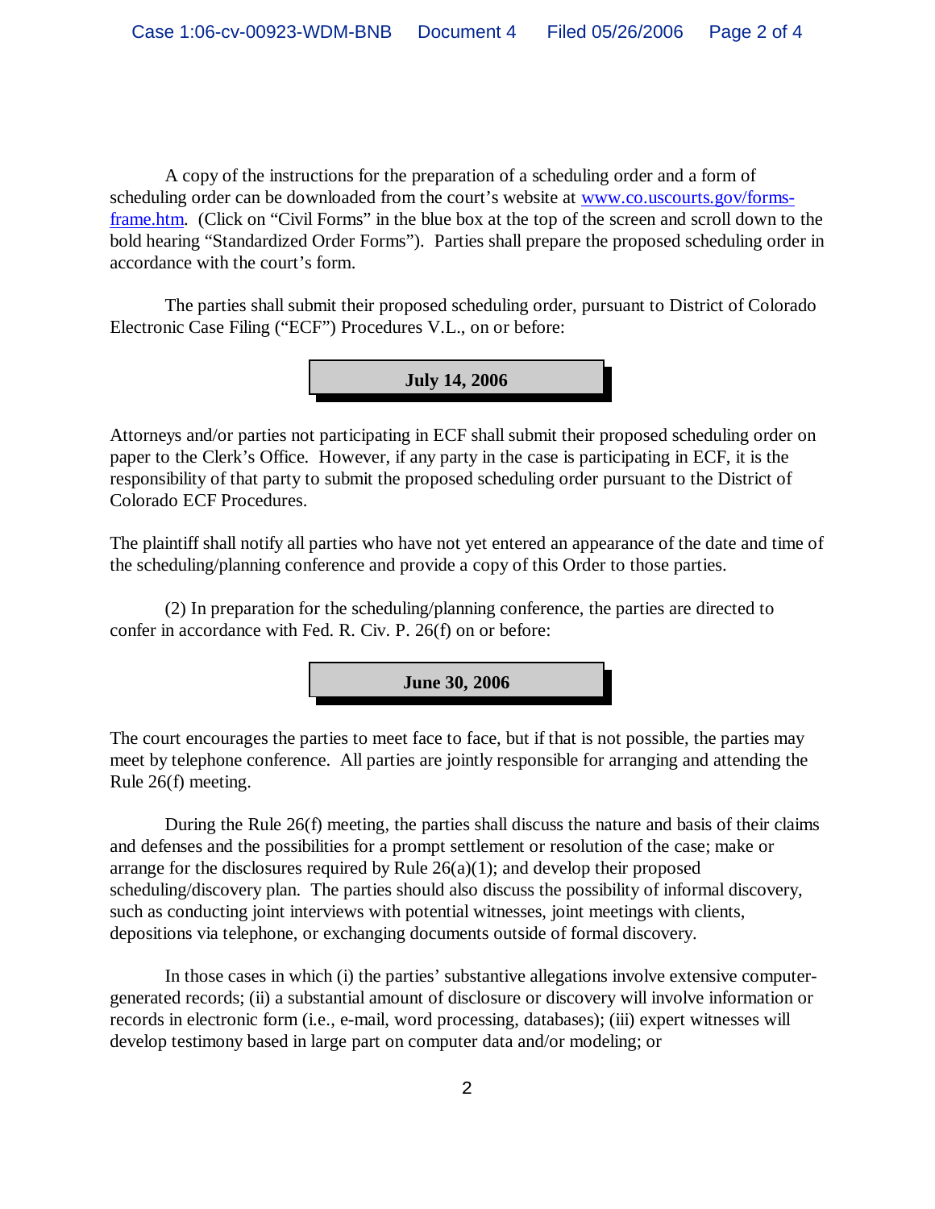A copy of the instructions for the preparation of a scheduling order and a form of scheduling order can be downloaded from the court's website at [www.co.uscourts.gov/forms-frame.htm](www.co.uscourts.gov/forms-frame.htm). (Click on "Civil Forms" in the blue box at the top of the screen and scroll down to the bold hearing "Standardized Order Forms"). Parties shall prepare the proposed scheduling order in accordance with the court's form.

The parties shall submit their proposed scheduling order, pursuant to District of Colorado Electronic Case Filing ("ECF") Procedures V.L., on or before:

**July 14, 2006**

Attorneys and/or parties not participating in ECF shall submit their proposed scheduling order on paper to the Clerk's Office. However, if any party in the case is participating in ECF, it is the responsibility of that party to submit the proposed scheduling order pursuant to the District of Colorado ECF Procedures.

The plaintiff shall notify all parties who have not yet entered an appearance of the date and time of the scheduling/planning conference and provide a copy of this Order to those parties.

(2) In preparation for the scheduling/planning conference, the parties are directed to confer in accordance with Fed. R. Civ. P. 26(f) on or before:

**June 30, 2006**

The court encourages the parties to meet face to face, but if that is not possible, the parties may meet by telephone conference. All parties are jointly responsible for arranging and attending the Rule 26(f) meeting.

During the Rule 26(f) meeting, the parties shall discuss the nature and basis of their claims and defenses and the possibilities for a prompt settlement or resolution of the case; make or arrange for the disclosures required by Rule 26(a)(1); and develop their proposed scheduling/discovery plan. The parties should also discuss the possibility of informal discovery, such as conducting joint interviews with potential witnesses, joint meetings with clients, depositions via telephone, or exchanging documents outside of formal discovery.

In those cases in which (i) the parties' substantive allegations involve extensive computer-generated records; (ii) a substantial amount of disclosure or discovery will involve information or records in electronic form (i.e., e-mail, word processing, databases); (iii) expert witnesses will develop testimony based in large part on computer data and/or modeling; or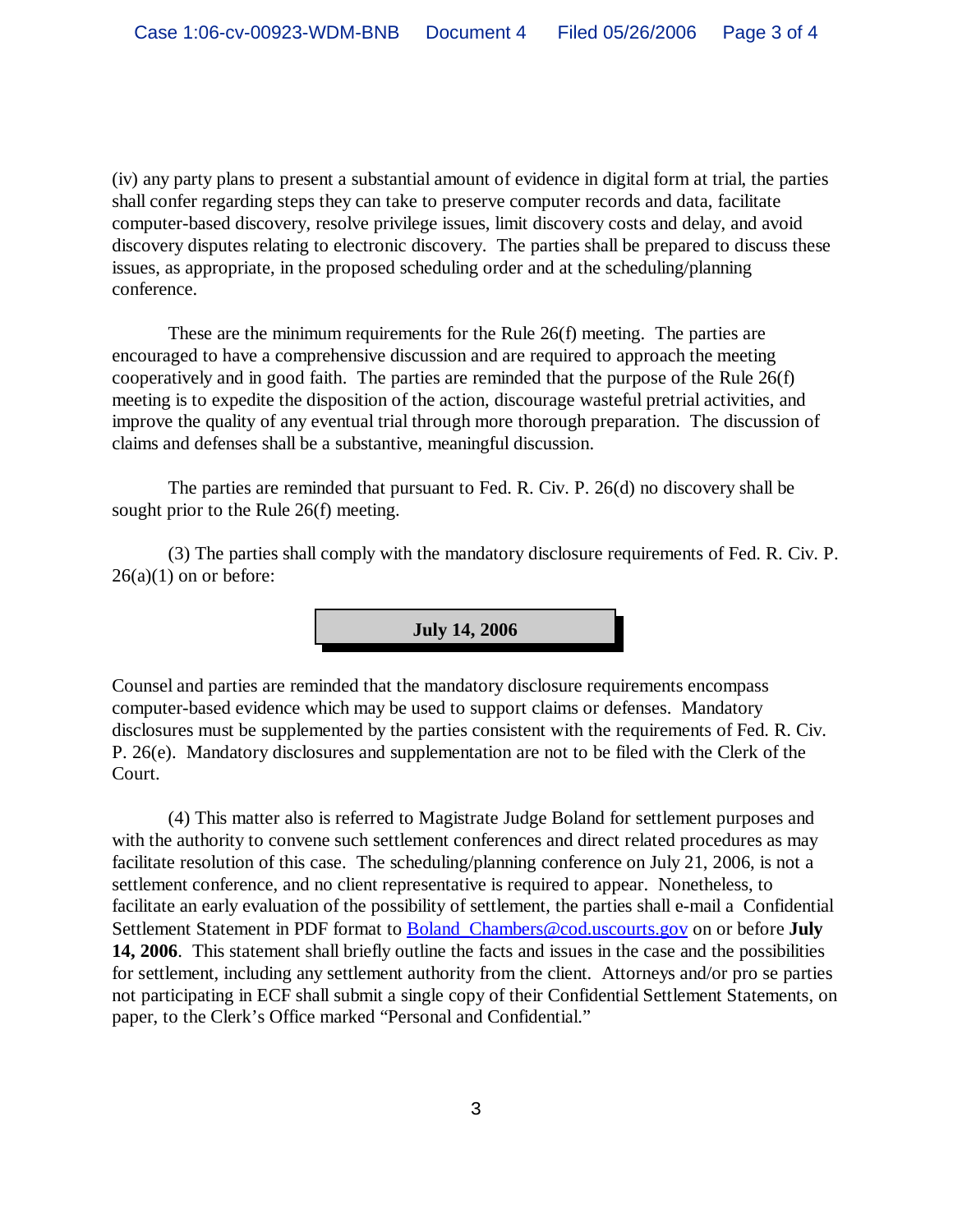(iv) any party plans to present a substantial amount of evidence in digital form at trial, the parties shall confer regarding steps they can take to preserve computer records and data, facilitate computer-based discovery, resolve privilege issues, limit discovery costs and delay, and avoid discovery disputes relating to electronic discovery. The parties shall be prepared to discuss these issues, as appropriate, in the proposed scheduling order and at the scheduling/planning conference.

These are the minimum requirements for the Rule 26(f) meeting. The parties are encouraged to have a comprehensive discussion and are required to approach the meeting cooperatively and in good faith. The parties are reminded that the purpose of the Rule 26(f) meeting is to expedite the disposition of the action, discourage wasteful pretrial activities, and improve the quality of any eventual trial through more thorough preparation. The discussion of claims and defenses shall be a substantive, meaningful discussion.

The parties are reminded that pursuant to Fed. R. Civ. P. 26(d) no discovery shall be sought prior to the Rule 26(f) meeting.

(3) The parties shall comply with the mandatory disclosure requirements of Fed. R. Civ. P. 26(a)(1) on or before:

**July 14, 2006**

Counsel and parties are reminded that the mandatory disclosure requirements encompass computer-based evidence which may be used to support claims or defenses. Mandatory disclosures must be supplemented by the parties consistent with the requirements of Fed. R. Civ. P. 26(e). Mandatory disclosures and supplementation are not to be filed with the Clerk of the Court.

(4) This matter also is referred to Magistrate Judge Boland for settlement purposes and with the authority to convene such settlement conferences and direct related procedures as may facilitate resolution of this case. The scheduling/planning conference on July 21, 2006, is not a settlement conference, and no client representative is required to appear. Nonetheless, to facilitate an early evaluation of the possibility of settlement, the parties shall e-mail a Confidential Settlement Statement in PDF format to Boland_Chambers@cod.uscourts.gov on or before **July 14, 2006**. This statement shall briefly outline the facts and issues in the case and the possibilities for settlement, including any settlement authority from the client. Attorneys and/or pro se parties not participating in ECF shall submit a single copy of their Confidential Settlement Statements, on paper, to the Clerk's Office marked "Personal and Confidential."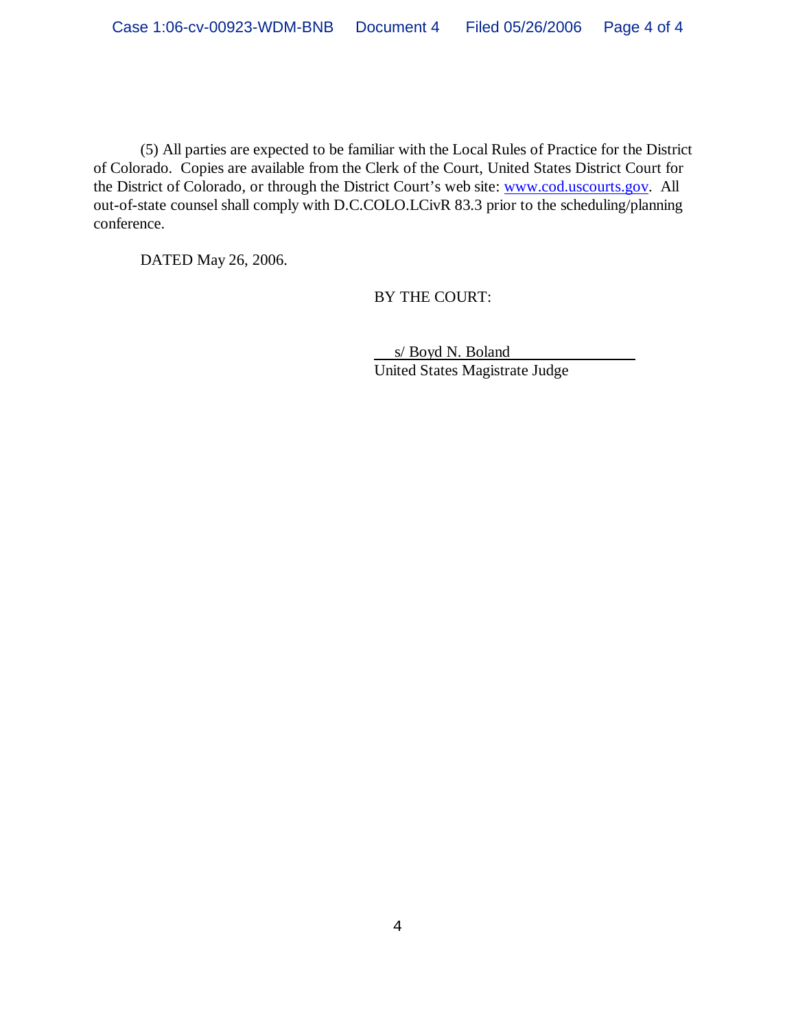(5) All parties are expected to be familiar with the Local Rules of Practice for the District of Colorado. Copies are available from the Clerk of the Court, United States District Court for the District of Colorado, or through the District Court's web site: www.cod.uscourts.gov. All out-of-state counsel shall comply with D.C.COLO.LCivR 83.3 prior to the scheduling/planning conference.

DATED May 26, 2006.

BY THE COURT:

s/ Boyd N. Boland
United States Magistrate Judge